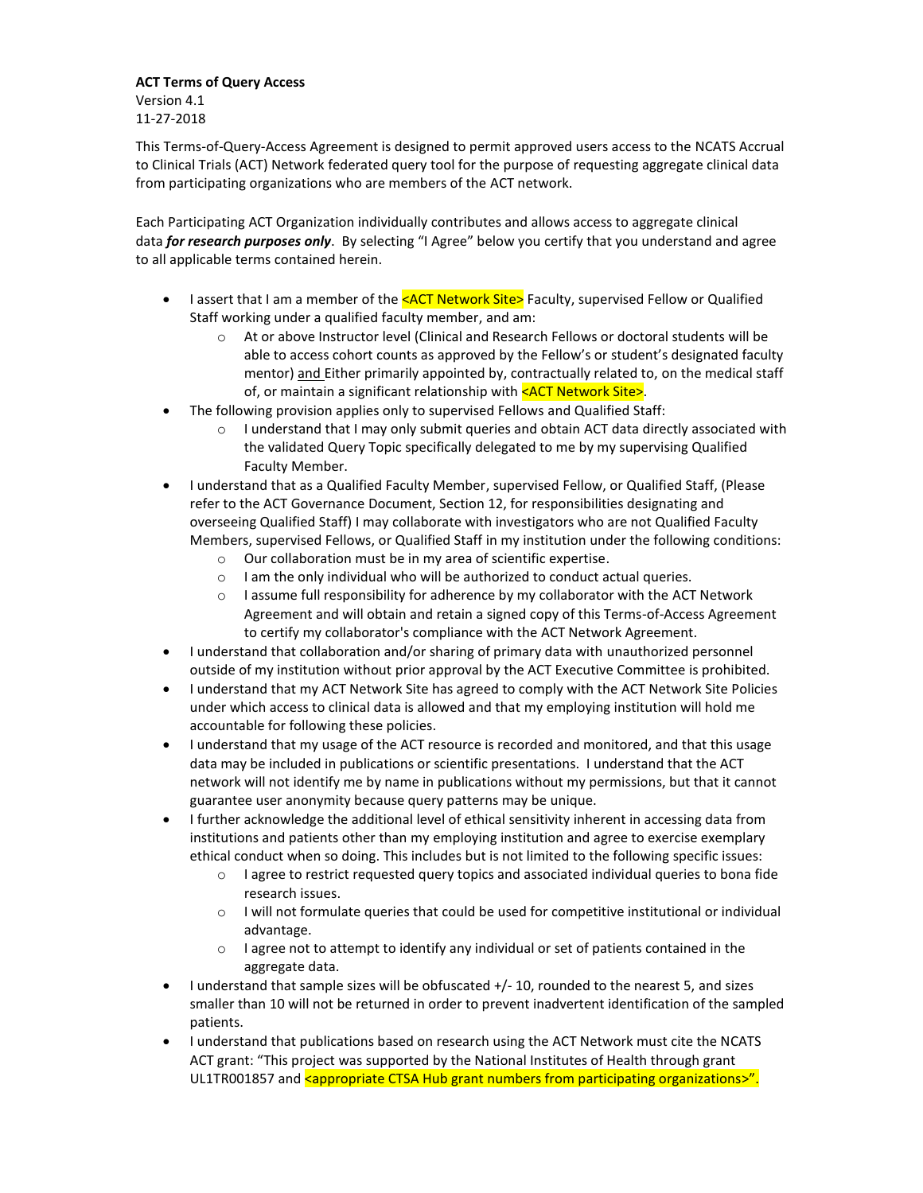**ACT Terms of Query Access**
Version 4.1
11-27-2018

This Terms-of-Query-Access Agreement is designed to permit approved users access to the NCATS Accrual to Clinical Trials (ACT) Network federated query tool for the purpose of requesting aggregate clinical data from participating organizations who are members of the ACT network.

Each Participating ACT Organization individually contributes and allows access to aggregate clinical data ***for research purposes only***. By selecting "I Agree" below you certify that you understand and agree to all applicable terms contained herein.

- I assert that I am a member of the <ACT Network Site> Faculty, supervised Fellow or Qualified Staff working under a qualified faculty member, and am:
  - At or above Instructor level (Clinical and Research Fellows or doctoral students will be able to access cohort counts as approved by the Fellow's or student's designated faculty mentor) and Either primarily appointed by, contractually related to, on the medical staff of, or maintain a significant relationship with <ACT Network Site>.
- The following provision applies only to supervised Fellows and Qualified Staff:
  - I understand that I may only submit queries and obtain ACT data directly associated with the validated Query Topic specifically delegated to me by my supervising Qualified Faculty Member.
- I understand that as a Qualified Faculty Member, supervised Fellow, or Qualified Staff, (Please refer to the ACT Governance Document, Section 12, for responsibilities designating and overseeing Qualified Staff) I may collaborate with investigators who are not Qualified Faculty Members, supervised Fellows, or Qualified Staff in my institution under the following conditions:
  - Our collaboration must be in my area of scientific expertise.
  - I am the only individual who will be authorized to conduct actual queries.
  - I assume full responsibility for adherence by my collaborator with the ACT Network Agreement and will obtain and retain a signed copy of this Terms-of-Access Agreement to certify my collaborator's compliance with the ACT Network Agreement.
- I understand that collaboration and/or sharing of primary data with unauthorized personnel outside of my institution without prior approval by the ACT Executive Committee is prohibited.
- I understand that my ACT Network Site has agreed to comply with the ACT Network Site Policies under which access to clinical data is allowed and that my employing institution will hold me accountable for following these policies.
- I understand that my usage of the ACT resource is recorded and monitored, and that this usage data may be included in publications or scientific presentations. I understand that the ACT network will not identify me by name in publications without my permissions, but that it cannot guarantee user anonymity because query patterns may be unique.
- I further acknowledge the additional level of ethical sensitivity inherent in accessing data from institutions and patients other than my employing institution and agree to exercise exemplary ethical conduct when so doing. This includes but is not limited to the following specific issues:
  - I agree to restrict requested query topics and associated individual queries to bona fide research issues.
  - I will not formulate queries that could be used for competitive institutional or individual advantage.
  - I agree not to attempt to identify any individual or set of patients contained in the aggregate data.
- I understand that sample sizes will be obfuscated +/- 10, rounded to the nearest 5, and sizes smaller than 10 will not be returned in order to prevent inadvertent identification of the sampled patients.
- I understand that publications based on research using the ACT Network must cite the NCATS ACT grant: "This project was supported by the National Institutes of Health through grant UL1TR001857 and <appropriate CTSA Hub grant numbers from participating organizations>".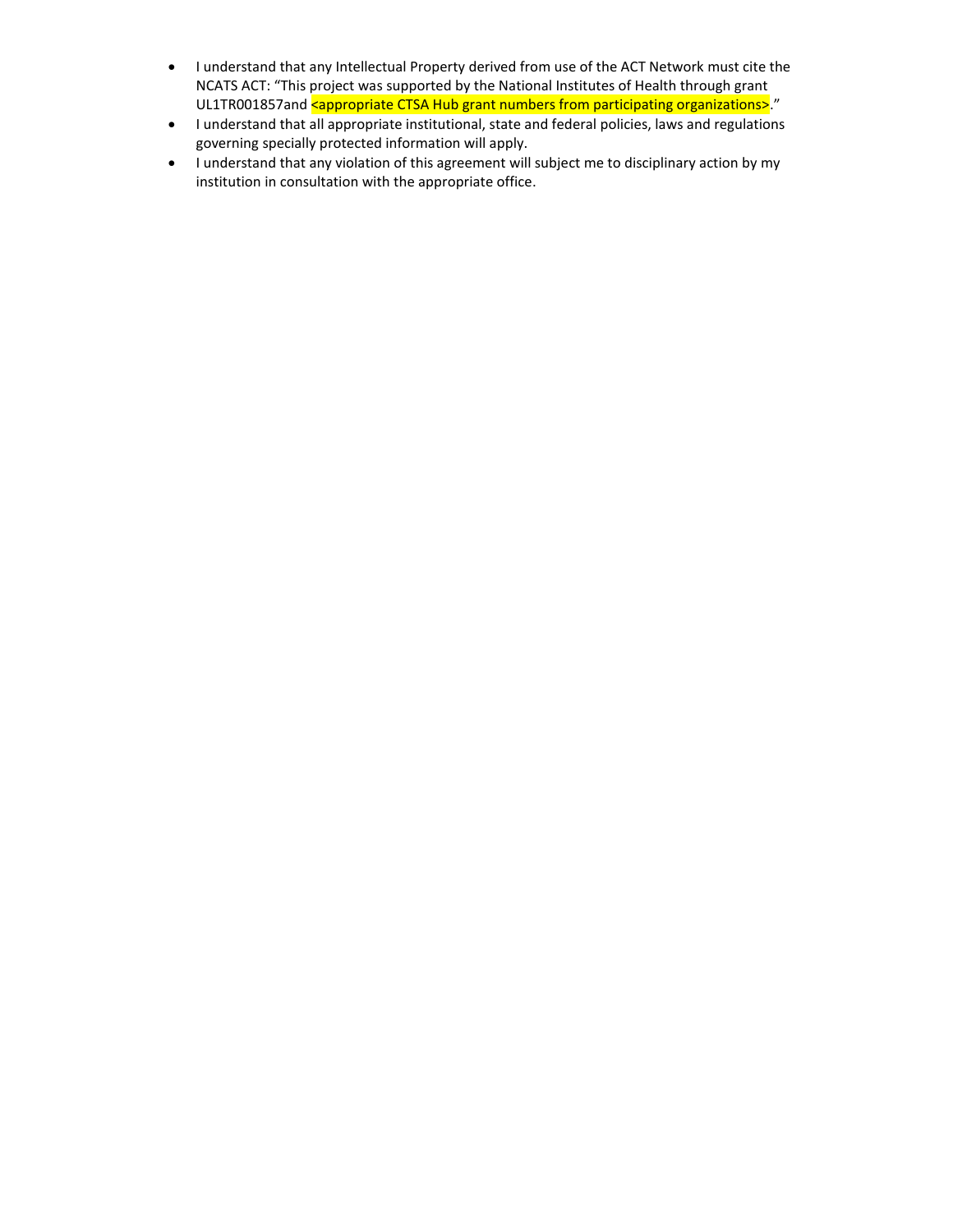- I understand that any Intellectual Property derived from use of the ACT Network must cite the NCATS ACT: "This project was supported by the National Institutes of Health through grant UL1TR001857and <appropriate CTSA Hub grant numbers from participating organizations>."
- I understand that all appropriate institutional, state and federal policies, laws and regulations governing specially protected information will apply.
- I understand that any violation of this agreement will subject me to disciplinary action by my institution in consultation with the appropriate office.